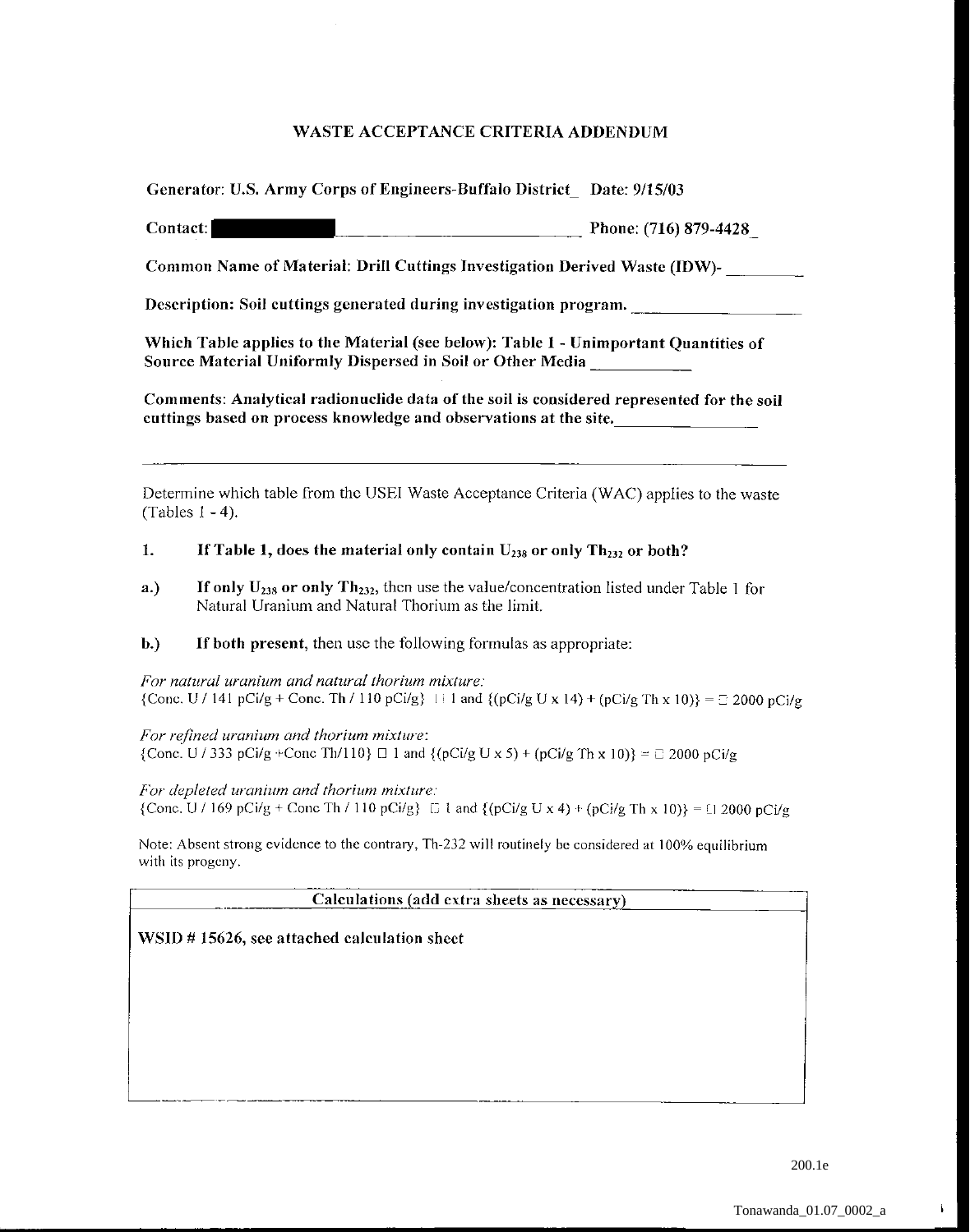# WASTE ACCEPTANCE CRITERIA ADDENDUM

**Generator: U.S. Army Corps of Engineers-Buffalo District Date: 9/15/03**

**Contact: ████████ Phone: (716) 879-4428**

**Common Name of Material: Drill Cuttings Investigation Derived Waste (IDW)-**

**Description: Soil cuttings generated during investigation program.**

**Which Table applies to the Material (see below): Table 1 - Unimportant Quantities of Source Material Uniformly Dispersed in Soil or Other Media**

**Comments: Analytical radionuclide data of the soil is considered represented for the soil cuttings based on process knowledge and observations at the site.**

---

Determine which table from the USEI Waste Acceptance Criteria (WAC) applies to the waste (Tables 1 - 4).

1. **If Table 1, does the material only contain $U_{238}$ or only $Th_{232}$ or both?**

a.) **If only $U_{238}$ or only $Th_{232}$,** then use the value/concentration listed under Table 1 for Natural Uranium and Natural Thorium as the limit.

b.) **If both present**, then use the following formulas as appropriate:

*For natural uranium and natural thorium mixture:*
{Conc. U / 141 pCi/g + Conc. Th / 110 pCi/g} ≤ 1 and {(pCi/g U x 14) + (pCi/g Th x 10)} = ≤ 2000 pCi/g

*For refined uranium and thorium mixture:*
{Conc. U / 333 pCi/g +Conc Th/110} ≤ 1 and {(pCi/g U x 5) + (pCi/g Th x 10)} = ≤ 2000 pCi/g

*For depleted uranium and thorium mixture:*
{Conc. U / 169 pCi/g + Conc Th / 110 pCi/g} ≤ 1 and {(pCi/g U x 4) + (pCi/g Th x 10)} = ≤ 2000 pCi/g

Note: Absent strong evidence to the contrary, Th-232 will routinely be considered at 100% equilibrium with its progeny.

| Calculations (add extra sheets as necessary) |
|---|
| **WSID # 15626, see attached calculation sheet** |

200.1e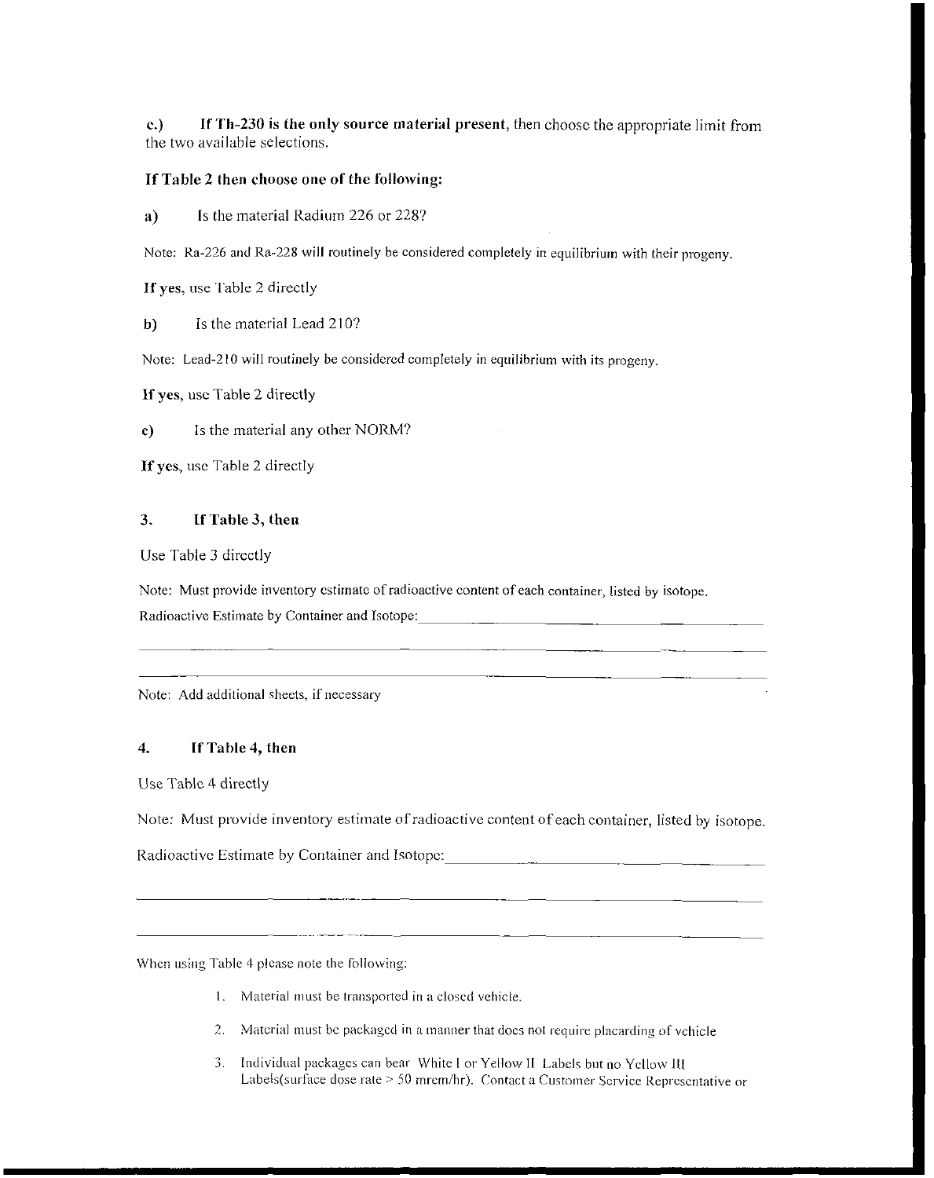**c.)** **If Th-230 is the only source material present,** then choose the appropriate limit from the two available selections.

**If Table 2 then choose one of the following:**

**a)** Is the material Radium 226 or 228?

Note: Ra-226 and Ra-228 will routinely be considered completely in equilibrium with their progeny.

**If yes,** use Table 2 directly

**b)** Is the material Lead 210?

Note: Lead-210 will routinely be considered completely in equilibrium with its progeny.

**If yes,** use Table 2 directly

**c)** Is the material any other NORM?

**If yes,** use Table 2 directly

### 3. If Table 3, then

Use Table 3 directly

Note: Must provide inventory estimate of radioactive content of each container, listed by isotope.

Radioactive Estimate by Container and Isotope: ______________________________________________

______________________________________________________________________________

______________________________________________________________________________

Note: Add additional sheets, if necessary

### 4. If Table 4, then

Use Table 4 directly

Note: Must provide inventory estimate of radioactive content of each container, listed by isotope.

Radioactive Estimate by Container and Isotope: ______________________________________________

______________________________________________________________________________

______________________________________________________________________________

When using Table 4 please note the following:

1. Material must be transported in a closed vehicle.
2. Material must be packaged in a manner that does not require placarding of vehicle
3. Individual packages can bear White I or Yellow II Labels but no Yellow III Labels(surface dose rate > 50 mrem/hr). Contact a Customer Service Representative or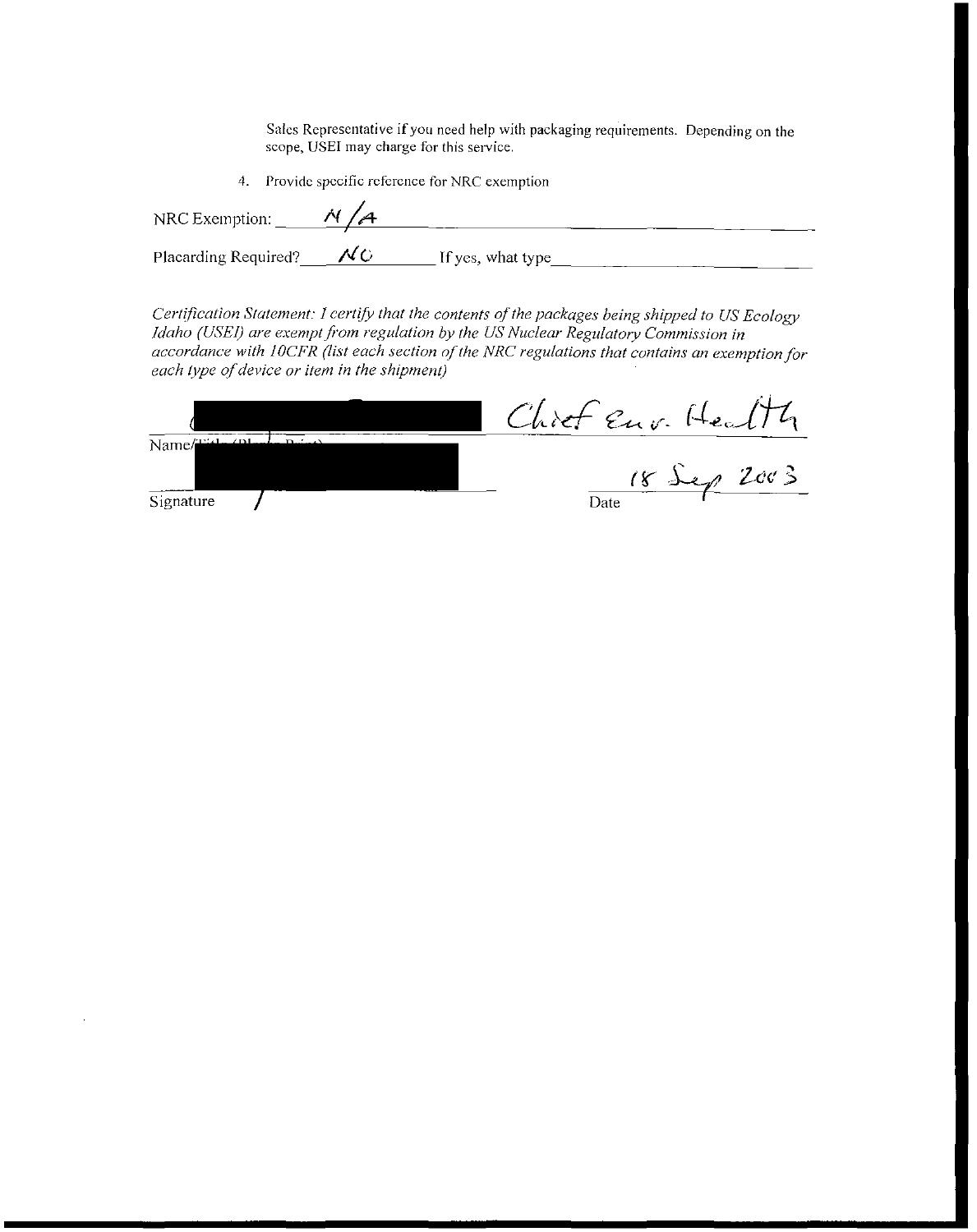Sales Representative if you need help with packaging requirements. Depending on the scope, USEI may charge for this service.

4. Provide specific reference for NRC exemption

NRC Exemption: N/A

Placarding Required? NO If yes, what type

*Certification Statement: I certify that the contents of the packages being shipped to US Ecology Idaho (USEI) are exempt from regulation by the US Nuclear Regulatory Commission in accordance with 10CFR (list each section of the NRC regulations that contains an exemption for each type of device or item in the shipment)*

[REDACTED] Chief Env. Health

Name/Title (Please Print)

[REDACTED]

Signature

18 Sep 2003

Date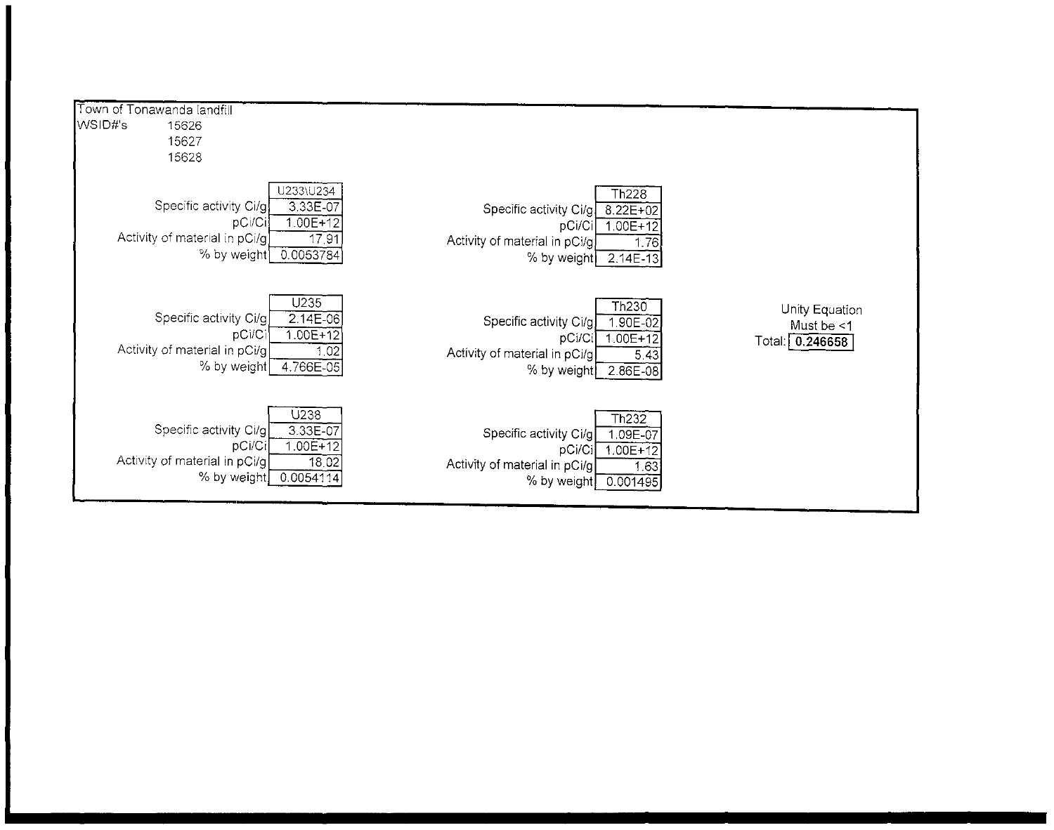Town of Tonawanda landfill

WSID#'s 15626
15627
15628

| | U233\U234 |
|---|---|
| Specific activity Ci/g | 3.33E-07 |
| pCi/Ci | 1.00E+12 |
| Activity of material in pCi/g | 17.91 |
| % by weight | 0.0053784 |

| | Th228 |
|---|---|
| Specific activity Ci/g | 8.22E+02 |
| pCi/Ci | 1.00E+12 |
| Activity of material in pCi/g | 1.76 |
| % by weight | 2.14E-13 |

| | U235 |
|---|---|
| Specific activity Ci/g | 2.14E-06 |
| pCi/Ci | 1.00E+12 |
| Activity of material in pCi/g | 1.02 |
| % by weight | 4.766E-05 |

| | Th230 |
|---|---|
| Specific activity Ci/g | 1.90E-02 |
| pCi/Ci | 1.00E+12 |
| Activity of material in pCi/g | 5.43 |
| % by weight | 2.86E-08 |

Unity Equation
Must be <1
Total: **0.246658**

| | U238 |
|---|---|
| Specific activity Ci/g | 3.33E-07 |
| pCi/Ci | 1.00E+12 |
| Activity of material in pCi/g | 18.02 |
| % by weight | 0.0054114 |

| | Th232 |
|---|---|
| Specific activity Ci/g | 1.09E-07 |
| pCi/Ci | 1.00E+12 |
| Activity of material in pCi/g | 1.63 |
| % by weight | 0.001495 |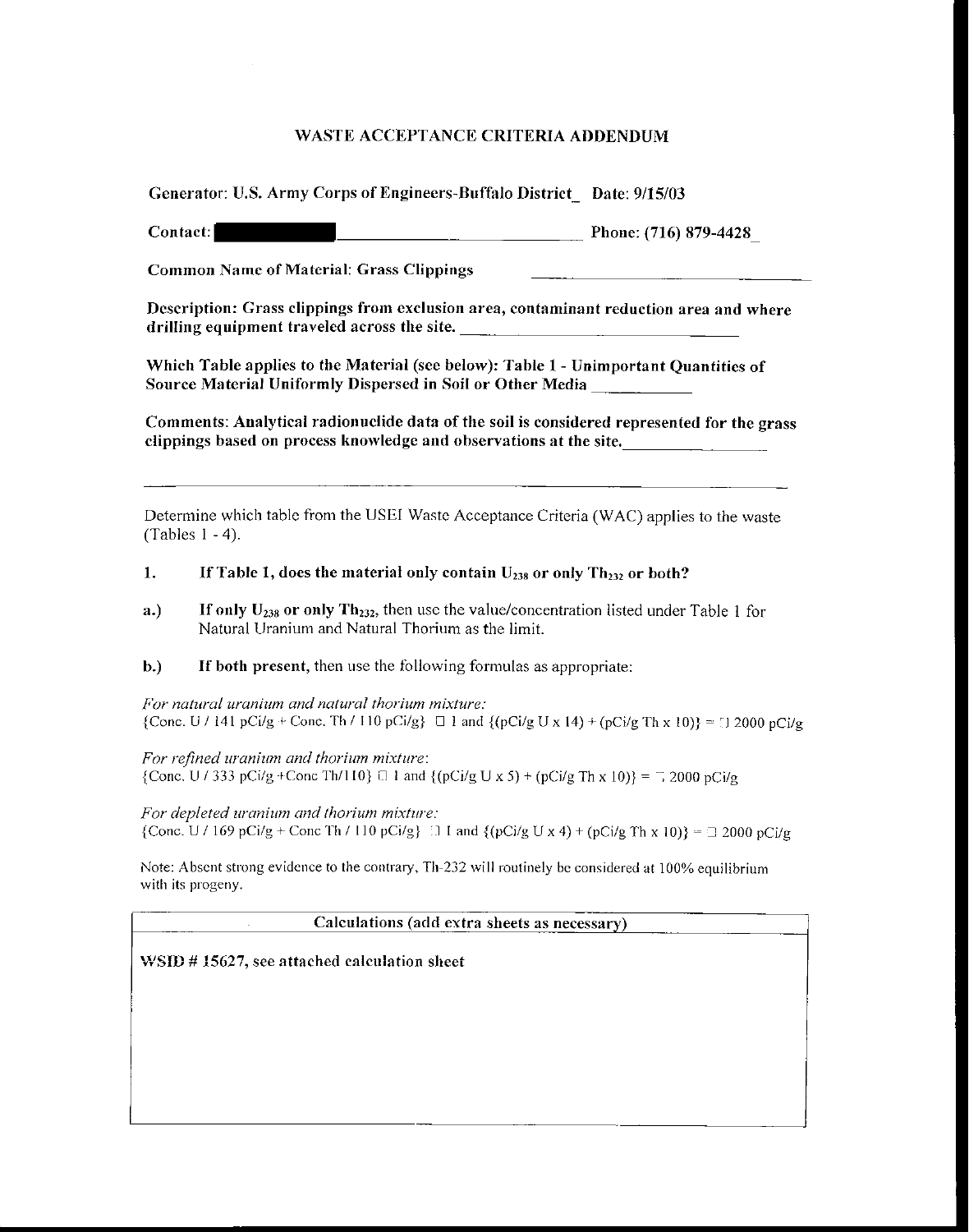# WASTE ACCEPTANCE CRITERIA ADDENDUM

**Generator: U.S. Army Corps of Engineers-Buffalo District  Date: 9/15/03**

**Contact:** ████████ **Phone: (716) 879-4428**

**Common Name of Material: Grass Clippings**

**Description: Grass clippings from exclusion area, contaminant reduction area and where drilling equipment traveled across the site.**

**Which Table applies to the Material (see below): Table 1 - Unimportant Quantities of Source Material Uniformly Dispersed in Soil or Other Media**

**Comments: Analytical radionuclide data of the soil is considered represented for the grass clippings based on process knowledge and observations at the site.**

---

Determine which table from the USEI Waste Acceptance Criteria (WAC) applies to the waste (Tables 1 - 4).

1. **If Table 1, does the material only contain $U_{238}$ or only $Th_{232}$ or both?**

a.) **If only $U_{238}$ or only $Th_{232}$**, then use the value/concentration listed under Table 1 for Natural Uranium and Natural Thorium as the limit.

b.) **If both present**, then use the following formulas as appropriate:

*For natural uranium and natural thorium mixture:*
{Conc. U / 141 pCi/g + Conc. Th / 110 pCi/g} ☐ 1 and {(pCi/g U x 14) + (pCi/g Th x 10)} = ☐ 2000 pCi/g

*For refined uranium and thorium mixture:*
{Conc. U / 333 pCi/g +Conc Th/110} ☐ 1 and {(pCi/g U x 5) + (pCi/g Th x 10)} = ☐ 2000 pCi/g

*For depleted uranium and thorium mixture:*
{Conc. U / 169 pCi/g + Conc Th / 110 pCi/g} ☐ 1 and {(pCi/g U x 4) + (pCi/g Th x 10)} = ☐ 2000 pCi/g

Note: Absent strong evidence to the contrary, Th-232 will routinely be considered at 100% equilibrium with its progeny.

| Calculations (add extra sheets as necessary) |
| --- |
| **WSID # 15627, see attached calculation sheet** |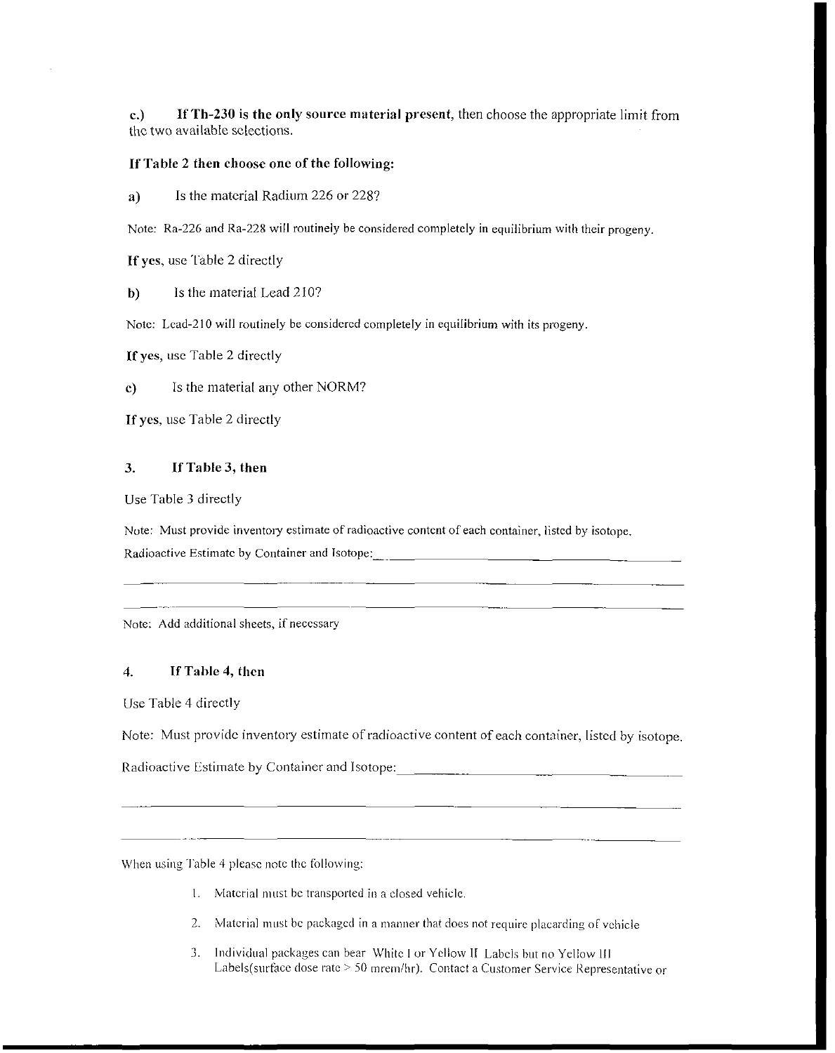**c.)** **If Th-230 is the only source material present**, then choose the appropriate limit from the two available selections.

**If Table 2 then choose one of the following:**

**a)** Is the material Radium 226 or 228?

Note: Ra-226 and Ra-228 will routinely be considered completely in equilibrium with their progeny.

**If yes**, use Table 2 directly

**b)** Is the material Lead 210?

Note: Lead-210 will routinely be considered completely in equilibrium with its progeny.

**If yes**, use Table 2 directly

**c)** Is the material any other NORM?

**If yes**, use Table 2 directly

### 3. If Table 3, then

Use Table 3 directly

Note: Must provide inventory estimate of radioactive content of each container, listed by isotope.

Radioactive Estimate by Container and Isotope:\_\_\_\_\_\_\_\_\_\_\_\_\_\_\_\_\_\_\_\_\_\_\_\_\_\_\_\_\_\_\_\_\_\_\_\_\_\_

\_\_\_\_\_\_\_\_\_\_\_\_\_\_\_\_\_\_\_\_\_\_\_\_\_\_\_\_\_\_\_\_\_\_\_\_\_\_\_\_\_\_\_\_\_\_\_\_\_\_\_\_\_\_\_\_\_\_\_\_\_\_\_\_\_\_\_\_\_\_\_\_

\_\_\_\_\_\_\_\_\_\_\_\_\_\_\_\_\_\_\_\_\_\_\_\_\_\_\_\_\_\_\_\_\_\_\_\_\_\_\_\_\_\_\_\_\_\_\_\_\_\_\_\_\_\_\_\_\_\_\_\_\_\_\_\_\_\_\_\_\_\_\_\_

Note: Add additional sheets, if necessary

### 4. If Table 4, then

Use Table 4 directly

Note: Must provide inventory estimate of radioactive content of each container, listed by isotope.

Radioactive Estimate by Container and Isotope:\_\_\_\_\_\_\_\_\_\_\_\_\_\_\_\_\_\_\_\_\_\_\_\_\_\_\_\_\_\_\_\_\_\_\_\_\_\_

\_\_\_\_\_\_\_\_\_\_\_\_\_\_\_\_\_\_\_\_\_\_\_\_\_\_\_\_\_\_\_\_\_\_\_\_\_\_\_\_\_\_\_\_\_\_\_\_\_\_\_\_\_\_\_\_\_\_\_\_\_\_\_\_\_\_\_\_\_\_\_\_

\_\_\_\_\_\_\_\_\_\_\_\_\_\_\_\_\_\_\_\_\_\_\_\_\_\_\_\_\_\_\_\_\_\_\_\_\_\_\_\_\_\_\_\_\_\_\_\_\_\_\_\_\_\_\_\_\_\_\_\_\_\_\_\_\_\_\_\_\_\_\_\_

When using Table 4 please note the following:

1. Material must be transported in a closed vehicle.
2. Material must be packaged in a manner that does not require placarding of vehicle
3. Individual packages can bear White I or Yellow II Labels but no Yellow III Labels(surface dose rate > 50 mrem/hr). Contact a Customer Service Representative or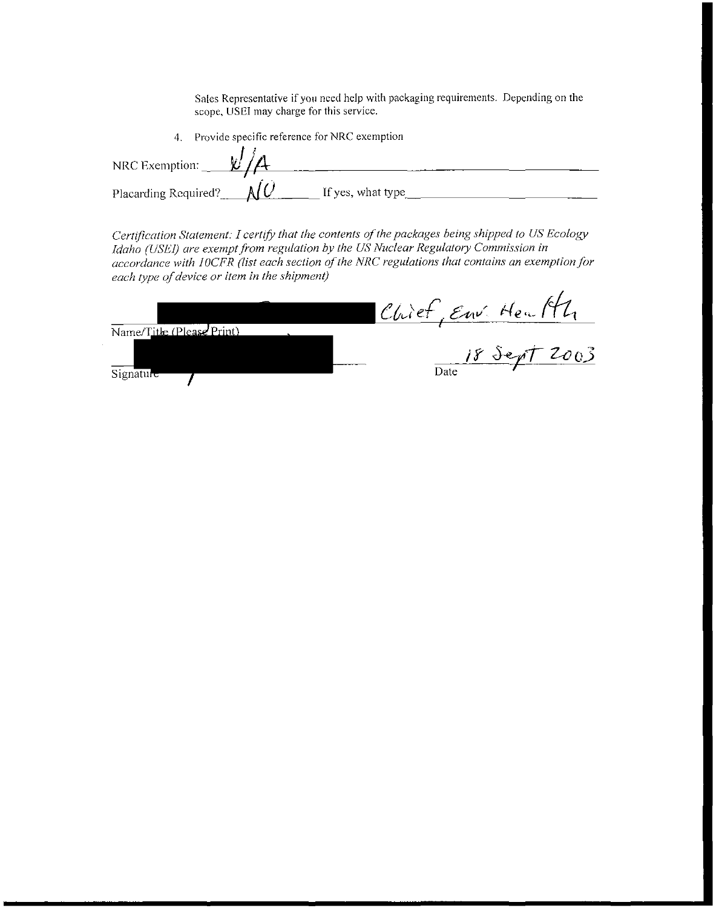Sales Representative if you need help with packaging requirements. Depending on the scope, USEI may charge for this service.

4. Provide specific reference for NRC exemption

NRC Exemption: N/A

Placarding Required? NO If yes, what type

*Certification Statement: I certify that the contents of the packages being shipped to US Ecology Idaho (USEI) are exempt from regulation by the US Nuclear Regulatory Commission in accordance with 10CFR (list each section of the NRC regulations that contains an exemption for each type of device or item in the shipment)*

[REDACTED] Chief, Env. Health

Name/Title (Please Print)

[REDACTED]

Signature

Date 18 Sept 2003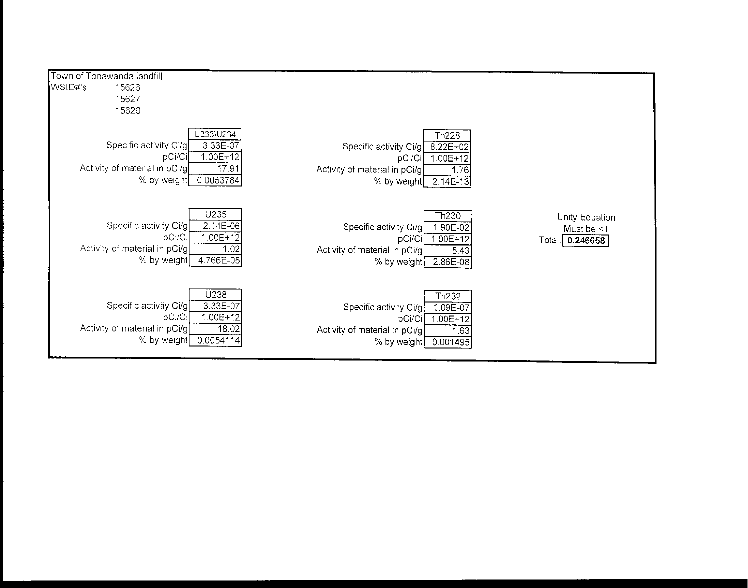Town of Tonawanda landfill

WSID#'s 15626
15627
15628

| | U233\U234 |
|---|---|
| Specific activity Ci/g | 3.33E-07 |
| pCi/Ci | 1.00E+12 |
| Activity of material in pCi/g | 17.91 |
| % by weight | 0.0053784 |

| | Th228 |
|---|---|
| Specific activity Ci/g | 8.22E+02 |
| pCi/Ci | 1.00E+12 |
| Activity of material in pCi/g | 1.76 |
| % by weight | 2.14E-13 |

| | U235 |
|---|---|
| Specific activity Ci/g | 2.14E-06 |
| pCi/Ci | 1.00E+12 |
| Activity of material in pCi/g | 1.02 |
| % by weight | 4.766E-05 |

| | Th230 |
|---|---|
| Specific activity Ci/g | 1.90E-02 |
| pCi/Ci | 1.00E+12 |
| Activity of material in pCi/g | 5.43 |
| % by weight | 2.86E-08 |

Unity Equation
Must be <1
Total: **0.246658**

| | U238 |
|---|---|
| Specific activity Ci/g | 3.33E-07 |
| pCi/Ci | 1.00E+12 |
| Activity of material in pCi/g | 18.02 |
| % by weight | 0.0054114 |

| | Th232 |
|---|---|
| Specific activity Ci/g | 1.09E-07 |
| pCi/Ci | 1.00E+12 |
| Activity of material in pCi/g | 1.63 |
| % by weight | 0.001495 |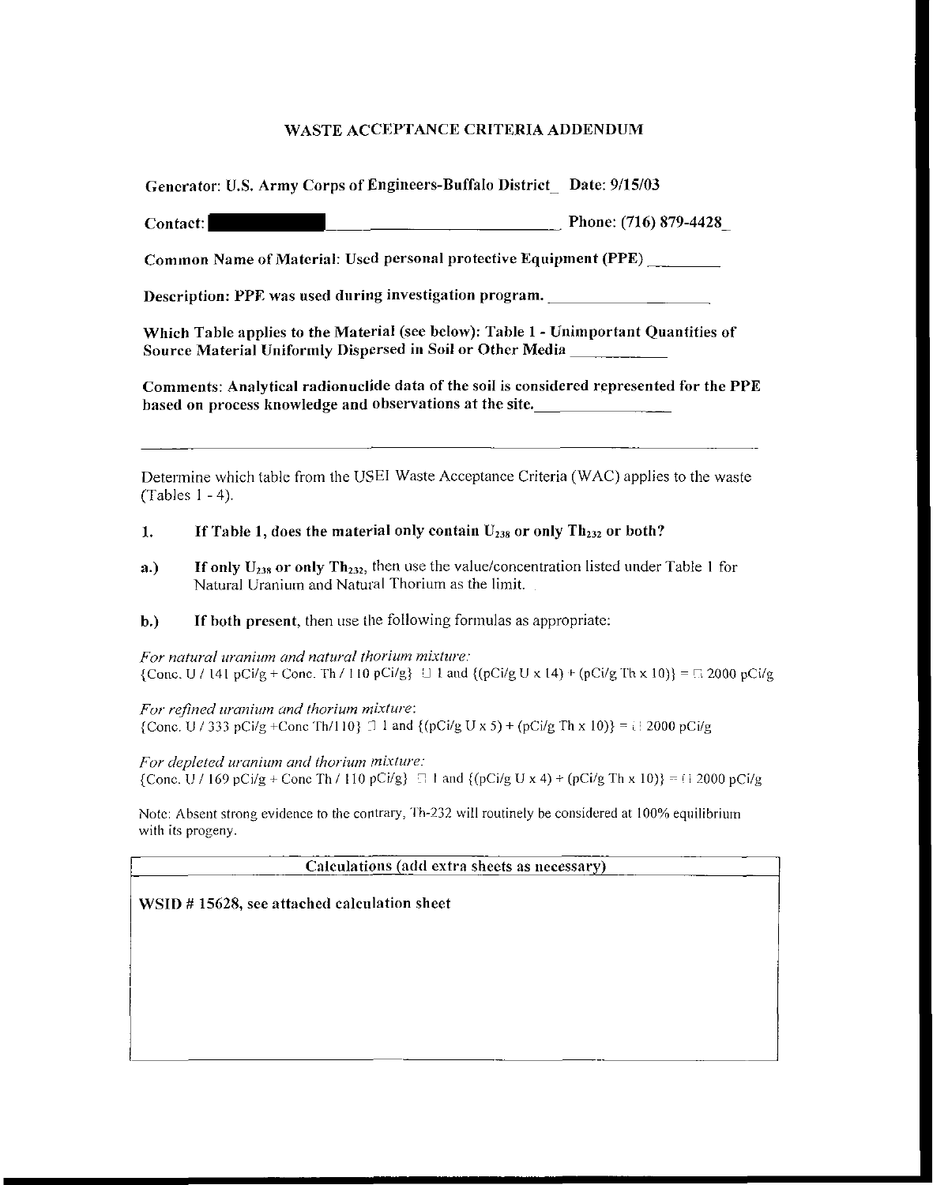# WASTE ACCEPTANCE CRITERIA ADDENDUM

**Generator: U.S. Army Corps of Engineers-Buffalo District\_ Date: 9/15/03**

**Contact: ████████\_\_\_\_\_\_\_\_\_\_\_\_\_\_\_\_\_\_\_\_\_\_\_\_ Phone: (716) 879-4428\_**

**Common Name of Material: Used personal protective Equipment (PPE) \_\_\_\_\_\_\_\_\_**

**Description: PPE was used during investigation program. \_\_\_\_\_\_\_\_\_\_\_\_\_\_\_\_\_\_\_\_**

**Which Table applies to the Material (see below): Table 1 - Unimportant Quantities of Source Material Uniformly Dispersed in Soil or Other Media \_\_\_\_\_\_\_\_\_\_\_\_**

**Comments: Analytical radionuclide data of the soil is considered represented for the PPE based on process knowledge and observations at the site.\_\_\_\_\_\_\_\_\_\_\_\_\_\_\_\_\_**

---

Determine which table from the USEI Waste Acceptance Criteria (WAC) applies to the waste (Tables 1 - 4).

1. **If Table 1, does the material only contain $U_{238}$ or only $Th_{232}$ or both?**

a.) **If only $U_{238}$ or only $Th_{232}$,** then use the value/concentration listed under Table 1 for Natural Uranium and Natural Thorium as the limit.

b.) **If both present,** then use the following formulas as appropriate:

*For natural uranium and natural thorium mixture:*
{Conc. U / 141 pCi/g + Conc. Th / 110 pCi/g} ☐ 1 and {(pCi/g U x 14) + (pCi/g Th x 10)} = ☐ 2000 pCi/g

*For refined uranium and thorium mixture:*
{Conc. U / 333 pCi/g +Conc Th/110} ☐ 1 and {(pCi/g U x 5) + (pCi/g Th x 10)} = ☐ 2000 pCi/g

*For depleted uranium and thorium mixture:*
{Conc. U / 169 pCi/g + Conc Th / 110 pCi/g} ☐ 1 and {(pCi/g U x 4) + (pCi/g Th x 10)} = ☐ 2000 pCi/g

Note: Absent strong evidence to the contrary, Th-232 will routinely be considered at 100% equilibrium with its progeny.

| Calculations (add extra sheets as necessary) |
|---|
| **WSID # 15628, see attached calculation sheet** |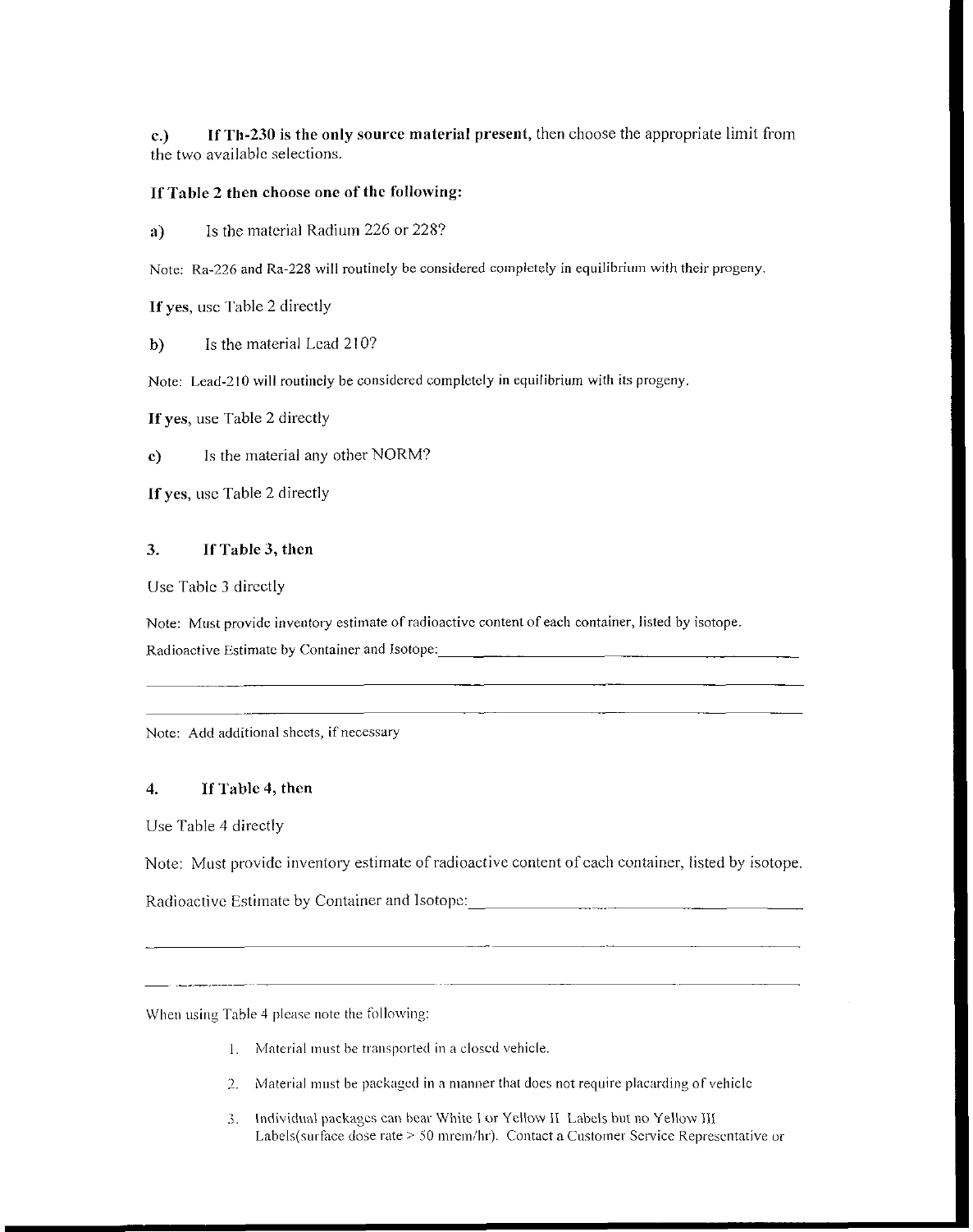**c.)** **If Th-230 is the only source material present,** then choose the appropriate limit from the two available selections.

**If Table 2 then choose one of the following:**

**a)** Is the material Radium 226 or 228?

Note: Ra-226 and Ra-228 will routinely be considered completely in equilibrium with their progeny.

**If yes**, use Table 2 directly

**b)** Is the material Lead 210?

Note: Lead-210 will routinely be considered completely in equilibrium with its progeny.

**If yes**, use Table 2 directly

**c)** Is the material any other NORM?

**If yes**, use Table 2 directly

### 3. If Table 3, then

Use Table 3 directly

Note: Must provide inventory estimate of radioactive content of each container, listed by isotope.

Radioactive Estimate by Container and Isotope:\_\_\_\_\_\_\_\_\_\_\_\_\_\_\_\_\_\_\_\_\_\_\_\_\_\_\_\_\_\_\_\_\_\_\_\_\_\_\_\_

\_\_\_\_\_\_\_\_\_\_\_\_\_\_\_\_\_\_\_\_\_\_\_\_\_\_\_\_\_\_\_\_\_\_\_\_\_\_\_\_\_\_\_\_\_\_\_\_\_\_\_\_\_\_\_\_\_\_\_\_\_\_\_\_\_\_\_\_\_\_\_\_\_\_\_\_

\_\_\_\_\_\_\_\_\_\_\_\_\_\_\_\_\_\_\_\_\_\_\_\_\_\_\_\_\_\_\_\_\_\_\_\_\_\_\_\_\_\_\_\_\_\_\_\_\_\_\_\_\_\_\_\_\_\_\_\_\_\_\_\_\_\_\_\_\_\_\_\_\_\_\_\_

Note: Add additional sheets, if necessary

### 4. If Table 4, then

Use Table 4 directly

Note: Must provide inventory estimate of radioactive content of each container, listed by isotope.

Radioactive Estimate by Container and Isotope:\_\_\_\_\_\_\_\_\_\_\_\_\_\_\_\_\_\_\_\_\_\_\_\_\_\_\_\_\_\_\_\_\_\_\_\_\_\_\_\_

\_\_\_\_\_\_\_\_\_\_\_\_\_\_\_\_\_\_\_\_\_\_\_\_\_\_\_\_\_\_\_\_\_\_\_\_\_\_\_\_\_\_\_\_\_\_\_\_\_\_\_\_\_\_\_\_\_\_\_\_\_\_\_\_\_\_\_\_\_\_\_\_\_\_\_\_

\_\_\_\_\_\_\_\_\_\_\_\_\_\_\_\_\_\_\_\_\_\_\_\_\_\_\_\_\_\_\_\_\_\_\_\_\_\_\_\_\_\_\_\_\_\_\_\_\_\_\_\_\_\_\_\_\_\_\_\_\_\_\_\_\_\_\_\_\_\_\_\_\_\_\_\_

When using Table 4 please note the following:

1. Material must be transported in a closed vehicle.
2. Material must be packaged in a manner that does not require placarding of vehicle
3. Individual packages can bear White I or Yellow II Labels but no Yellow III Labels(surface dose rate > 50 mrem/hr). Contact a Customer Service Representative or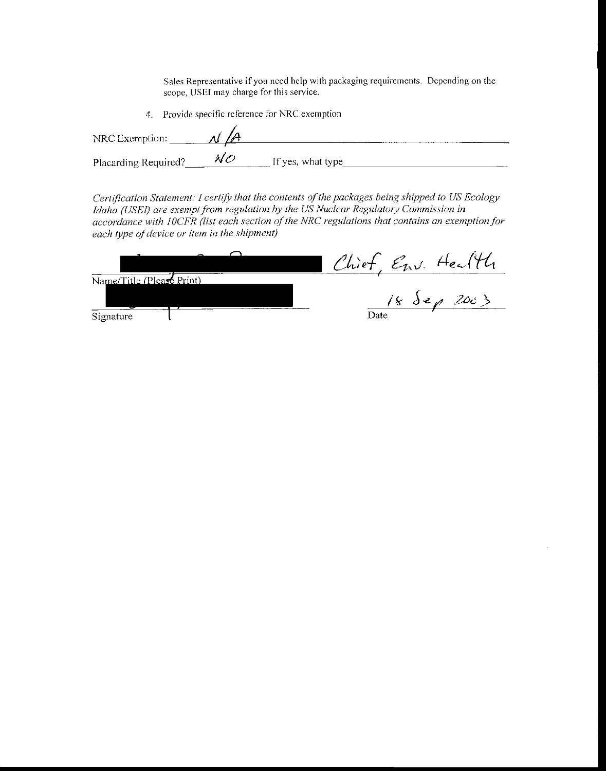Sales Representative if you need help with packaging requirements. Depending on the scope, USEI may charge for this service.

4. Provide specific reference for NRC exemption

NRC Exemption: N/A

Placarding Required? NO If yes, what type

*Certification Statement: I certify that the contents of the packages being shipped to US Ecology Idaho (USEI) are exempt from regulation by the US Nuclear Regulatory Commission in accordance with 10CFR (list each section of the NRC regulations that contains an exemption for each type of device or item in the shipment)*

[REDACTED] Chief, Env. Health

Name/Title (Please Print)

[REDACTED] 18 Sep 2003

Signature Date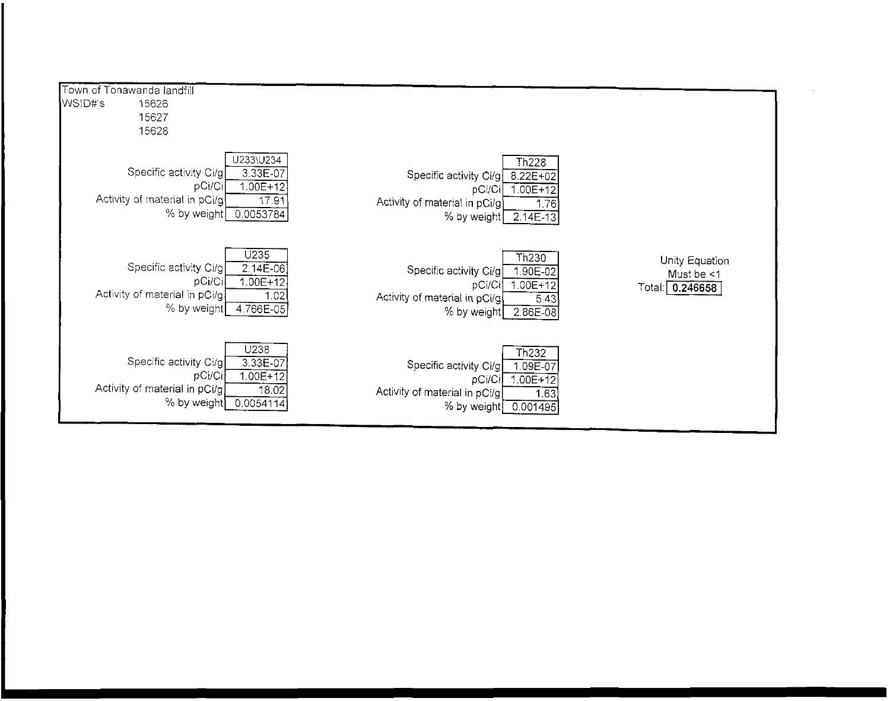Town of Tonawanda landfill

WSID#'s 15626
15627
15628

| | U233\U234 |
|---|---|
| Specific activity Ci/g | 3.33E-07 |
| pCi/Ci | 1.00E+12 |
| Activity of material in pCi/g | 17.91 |
| % by weight | 0.0053784 |

| | U235 |
|---|---|
| Specific activity Ci/g | 2.14E-06 |
| pCi/Ci | 1.00E+12 |
| Activity of material in pCi/g | 1.02 |
| % by weight | 4.766E-05 |

| | U238 |
|---|---|
| Specific activity Ci/g | 3.33E-07 |
| pCi/Ci | 1.00E+12 |
| Activity of material in pCi/g | 18.02 |
| % by weight | 0.0054114 |

| | Th228 |
|---|---|
| Specific activity Ci/g | 8.22E+02 |
| pCi/Ci | 1.00E+12 |
| Activity of material in pCi/g | 1.76 |
| % by weight | 2.14E-13 |

| | Th230 |
|---|---|
| Specific activity Ci/g | 1.90E-02 |
| pCi/Ci | 1.00E+12 |
| Activity of material in pCi/g | 5.43 |
| % by weight | 2.86E-08 |

| | Th232 |
|---|---|
| Specific activity Ci/g | 1.09E-07 |
| pCi/Ci | 1.00E+12 |
| Activity of material in pCi/g | 1.63 |
| % by weight | 0.001495 |

Unity Equation
Must be <1
Total: **0.246658**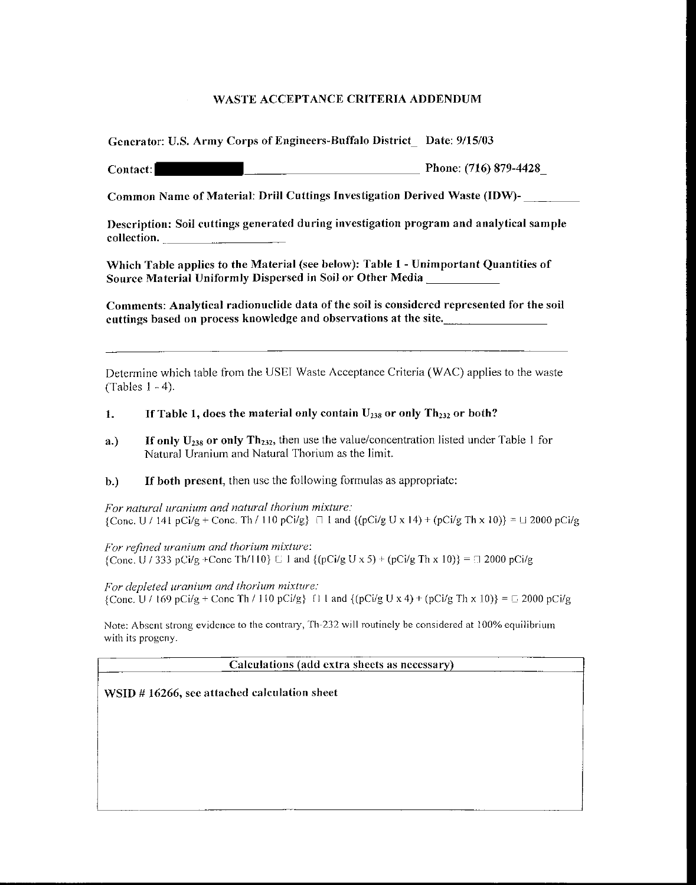# WASTE ACCEPTANCE CRITERIA ADDENDUM

**Generator: U.S. Army Corps of Engineers-Buffalo District_ Date: 9/15/03**

**Contact: ██████████\_\_\_\_\_\_\_\_\_\_\_\_\_\_\_\_\_\_\_\_\_\_\_\_\_\_\_\_ Phone: (716) 879-4428_**

**Common Name of Material: Drill Cuttings Investigation Derived Waste (IDW)-\_\_\_\_\_\_\_\_\_**

**Description: Soil cuttings generated during investigation program and analytical sample collection. \_\_\_\_\_\_\_\_\_\_\_\_\_\_\_\_\_\_\_\_**

**Which Table applies to the Material (see below): Table 1 - Unimportant Quantities of Source Material Uniformly Dispersed in Soil or Other Media \_\_\_\_\_\_\_\_\_\_\_\_**

**Comments: Analytical radionuclide data of the soil is considered represented for the soil cuttings based on process knowledge and observations at the site.\_\_\_\_\_\_\_\_\_\_\_\_\_\_\_\_\_**

---

Determine which table from the USEI Waste Acceptance Criteria (WAC) applies to the waste (Tables 1 - 4).

1. **If Table 1, does the material only contain $U_{238}$ or only $Th_{232}$ or both?**

a.) **If only $U_{238}$ or only $Th_{232}$,** then use the value/concentration listed under Table 1 for Natural Uranium and Natural Thorium as the limit.

b.) **If both present,** then use the following formulas as appropriate:

*For natural uranium and natural thorium mixture:*
{Conc. U / 141 pCi/g + Conc. Th / 110 pCi/g} □ 1 and {(pCi/g U x 14) + (pCi/g Th x 10)} = □ 2000 pCi/g

*For refined uranium and thorium mixture:*
{Conc. U / 333 pCi/g +Conc Th/110} □ 1 and {(pCi/g U x 5) + (pCi/g Th x 10)} = □ 2000 pCi/g

*For depleted uranium and thorium mixture:*
{Conc. U / 169 pCi/g + Conc Th / 110 pCi/g} □ 1 and {(pCi/g U x 4) + (pCi/g Th x 10)} = □ 2000 pCi/g

Note: Absent strong evidence to the contrary, Th-232 will routinely be considered at 100% equilibrium with its progeny.

| Calculations (add extra sheets as necessary) |
|---|
| **WSID # 16266, see attached calculation sheet** |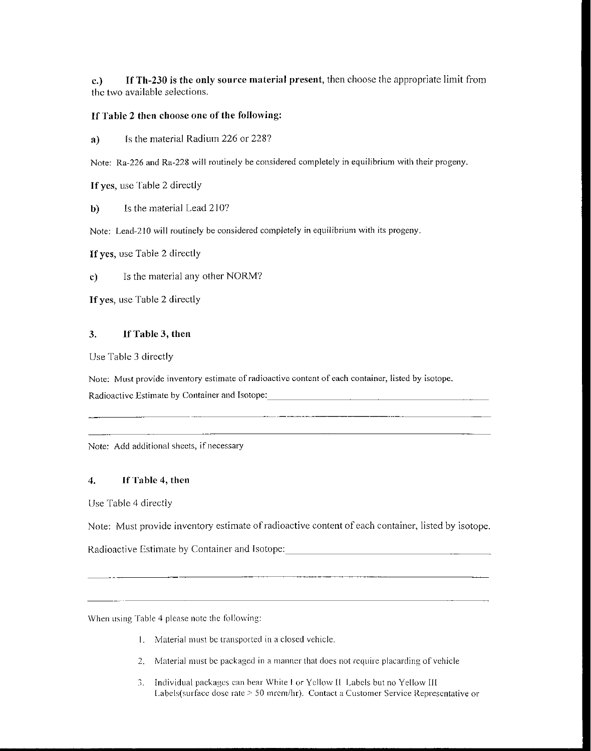**c.)** **If Th-230 is the only source material present**, then choose the appropriate limit from the two available selections.

**If Table 2 then choose one of the following:**

**a)** Is the material Radium 226 or 228?

Note: Ra-226 and Ra-228 will routinely be considered completely in equilibrium with their progeny.

**If yes**, use Table 2 directly

**b)** Is the material Lead 210?

Note: Lead-210 will routinely be considered completely in equilibrium with its progeny.

**If yes**, use Table 2 directly

**c)** Is the material any other NORM?

**If yes**, use Table 2 directly

### 3. If Table 3, then

Use Table 3 directly

Note: Must provide inventory estimate of radioactive content of each container, listed by isotope.

Radioactive Estimate by Container and Isotope:\_\_\_\_\_\_\_\_\_\_\_\_\_\_\_\_\_\_\_\_\_\_\_\_\_\_\_\_\_\_\_\_\_\_\_\_\_\_\_\_

\_\_\_\_\_\_\_\_\_\_\_\_\_\_\_\_\_\_\_\_\_\_\_\_\_\_\_\_\_\_\_\_\_\_\_\_\_\_\_\_\_\_\_\_\_\_\_\_\_\_\_\_\_\_\_\_\_\_\_\_\_\_\_\_\_\_\_\_\_\_\_\_\_\_

\_\_\_\_\_\_\_\_\_\_\_\_\_\_\_\_\_\_\_\_\_\_\_\_\_\_\_\_\_\_\_\_\_\_\_\_\_\_\_\_\_\_\_\_\_\_\_\_\_\_\_\_\_\_\_\_\_\_\_\_\_\_\_\_\_\_\_\_\_\_\_\_\_\_

Note: Add additional sheets, if necessary

### 4. If Table 4, then

Use Table 4 directly

Note: Must provide inventory estimate of radioactive content of each container, listed by isotope.

Radioactive Estimate by Container and Isotope:\_\_\_\_\_\_\_\_\_\_\_\_\_\_\_\_\_\_\_\_\_\_\_\_\_\_\_\_\_\_\_\_\_\_\_\_\_\_\_\_

\_\_\_\_\_\_\_\_\_\_\_\_\_\_\_\_\_\_\_\_\_\_\_\_\_\_\_\_\_\_\_\_\_\_\_\_\_\_\_\_\_\_\_\_\_\_\_\_\_\_\_\_\_\_\_\_\_\_\_\_\_\_\_\_\_\_\_\_\_\_\_\_\_\_

\_\_\_\_\_\_\_\_\_\_\_\_\_\_\_\_\_\_\_\_\_\_\_\_\_\_\_\_\_\_\_\_\_\_\_\_\_\_\_\_\_\_\_\_\_\_\_\_\_\_\_\_\_\_\_\_\_\_\_\_\_\_\_\_\_\_\_\_\_\_\_\_\_\_

When using Table 4 please note the following:

1. Material must be transported in a closed vehicle.
2. Material must be packaged in a manner that does not require placarding of vehicle
3. Individual packages can bear White I or Yellow II Labels but no Yellow III Labels(surface dose rate > 50 mrem/hr). Contact a Customer Service Representative or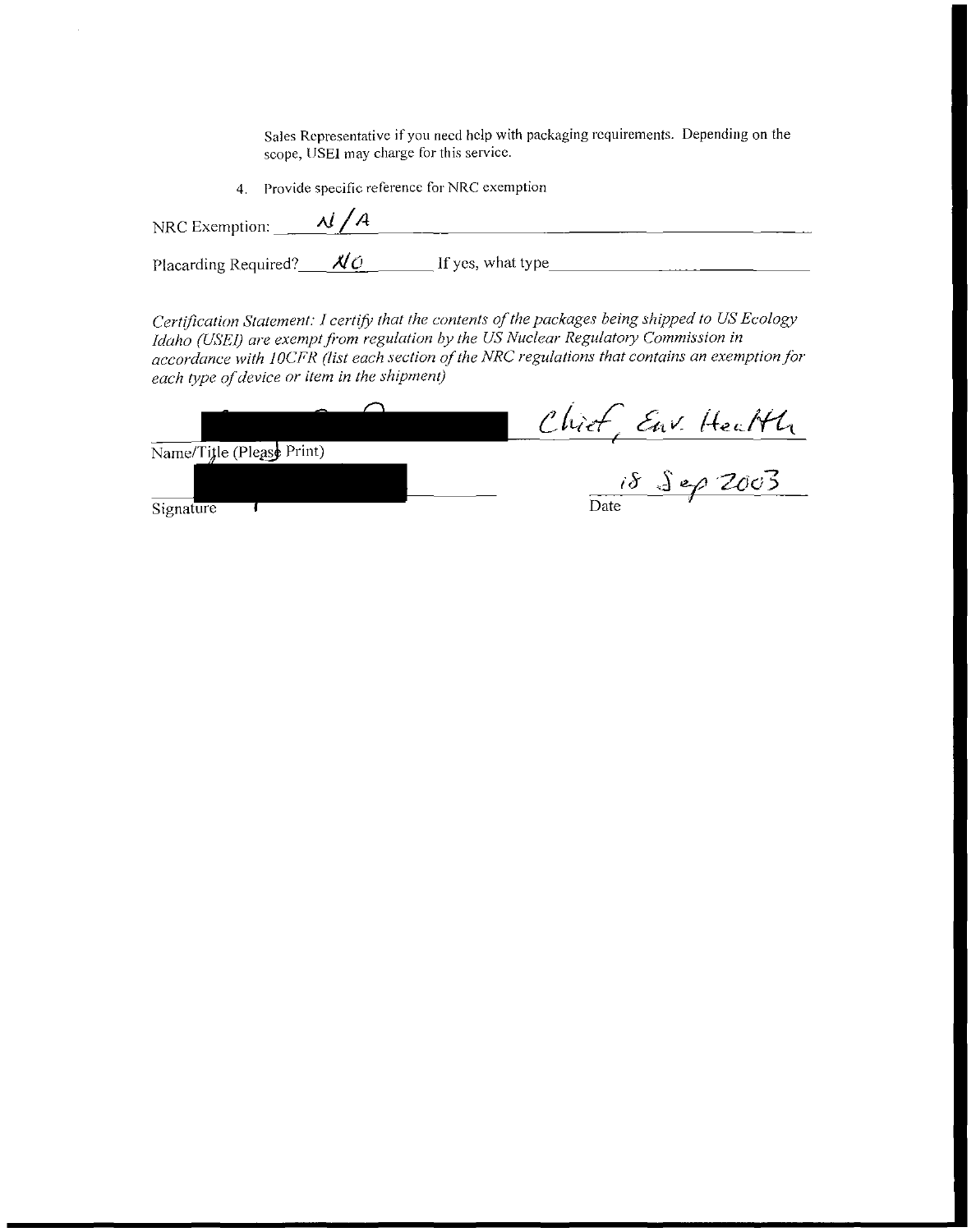Sales Representative if you need help with packaging requirements. Depending on the scope, USEI may charge for this service.

4. Provide specific reference for NRC exemption

NRC Exemption: N/A

Placarding Required? NO If yes, what type

*Certification Statement: I certify that the contents of the packages being shipped to US Ecology Idaho (USEI) are exempt from regulation by the US Nuclear Regulatory Commission in accordance with 10CFR (list each section of the NRC regulations that contains an exemption for each type of device or item in the shipment)*

[REDACTED] Chief, Env. Health

Name/Title (Please Print)

[REDACTED]

Signature

18 Sep 2003

Date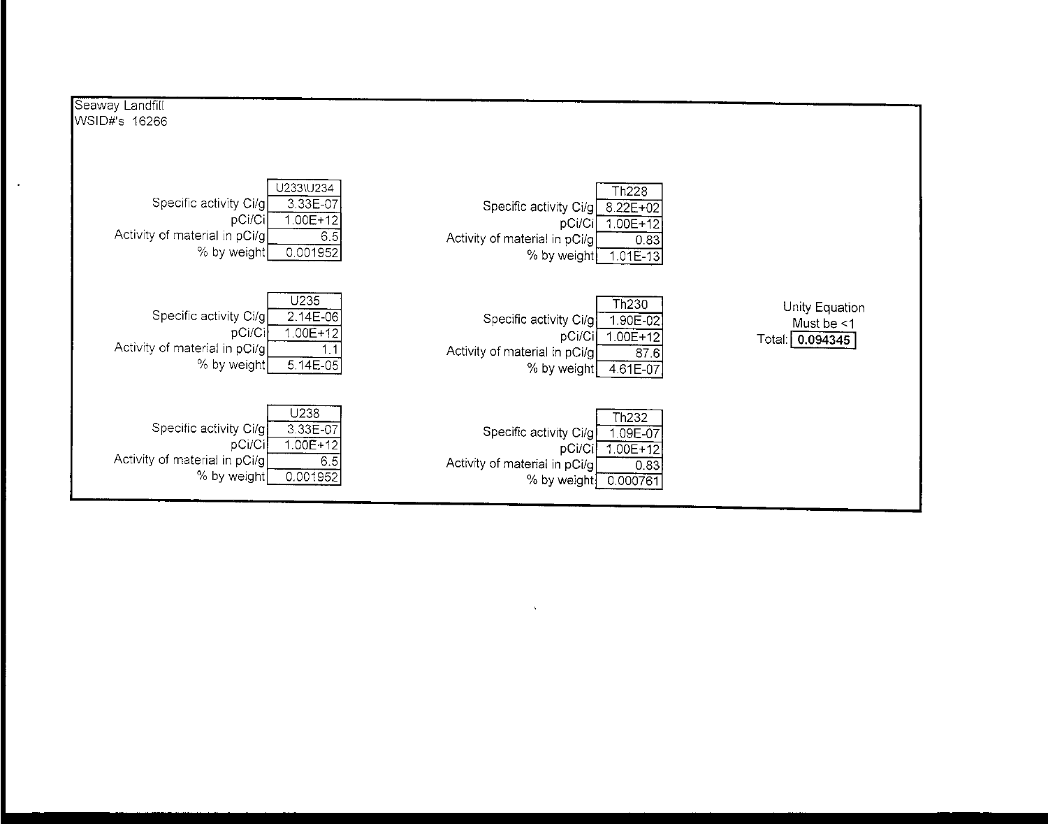Seaway Landfill
WSID#'s 16266

| | U233\U234 |
|---|---|
| Specific activity Ci/g | 3.33E-07 |
| pCi/Ci | 1.00E+12 |
| Activity of material in pCi/g | 6.5 |
| % by weight | 0.001952 |

| | U235 |
|---|---|
| Specific activity Ci/g | 2.14E-06 |
| pCi/Ci | 1.00E+12 |
| Activity of material in pCi/g | 1.1 |
| % by weight | 5.14E-05 |

| | U238 |
|---|---|
| Specific activity Ci/g | 3.33E-07 |
| pCi/Ci | 1.00E+12 |
| Activity of material in pCi/g | 6.5 |
| % by weight | 0.001952 |

| | Th228 |
|---|---|
| Specific activity Ci/g | 8.22E+02 |
| pCi/Ci | 1.00E+12 |
| Activity of material in pCi/g | 0.83 |
| % by weight | 1.01E-13 |

| | Th230 |
|---|---|
| Specific activity Ci/g | 1.90E-02 |
| pCi/Ci | 1.00E+12 |
| Activity of material in pCi/g | 87.6 |
| % by weight | 4.61E-07 |

| | Th232 |
|---|---|
| Specific activity Ci/g | 1.09E-07 |
| pCi/Ci | 1.00E+12 |
| Activity of material in pCi/g | 0.83 |
| % by weight | 0.000761 |

Unity Equation
Must be <1
Total: **0.094345**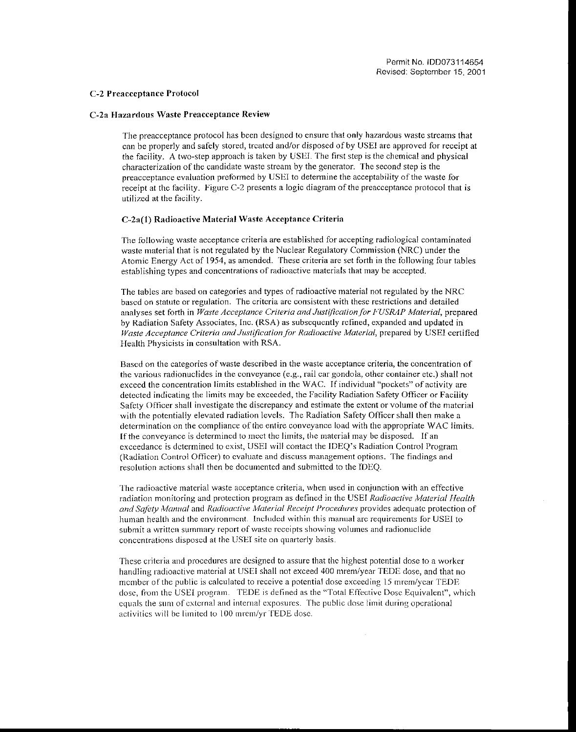## C-2 Preacceptance Protocol

### C-2a Hazardous Waste Preacceptance Review

The preacceptance protocol has been designed to ensure that only hazardous waste streams that can be properly and safely stored, treated and/or disposed of by USEI are approved for receipt at the facility. A two-step approach is taken by USEI. The first step is the chemical and physical characterization of the candidate waste stream by the generator. The second step is the preacceptance evaluation preformed by USEI to determine the acceptability of the waste for receipt at the facility. Figure C-2 presents a logic diagram of the preacceptance protocol that is utilized at the facility.

#### C-2a(1) Radioactive Material Waste Acceptance Criteria

The following waste acceptance criteria are established for accepting radiological contaminated waste material that is not regulated by the Nuclear Regulatory Commission (NRC) under the Atomic Energy Act of 1954, as amended. These criteria are set forth in the following four tables establishing types and concentrations of radioactive materials that may be accepted.

The tables are based on categories and types of radioactive material not regulated by the NRC based on statute or regulation. The criteria are consistent with these restrictions and detailed analyses set forth in *Waste Acceptance Criteria and Justification for FUSRAP Material*, prepared by Radiation Safety Associates, Inc. (RSA) as subsequently refined, expanded and updated in *Waste Acceptance Criteria and Justification for Radioactive Material*, prepared by USEI certified Health Physicists in consultation with RSA.

Based on the categories of waste described in the waste acceptance criteria, the concentration of the various radionuclides in the conveyance (e.g., rail car gondola, other container etc.) shall not exceed the concentration limits established in the WAC. If individual "pockets" of activity are detected indicating the limits may be exceeded, the Facility Radiation Safety Officer or Facility Safety Officer shall investigate the discrepancy and estimate the extent or volume of the material with the potentially elevated radiation levels. The Radiation Safety Officer shall then make a determination on the compliance of the entire conveyance load with the appropriate WAC limits. If the conveyance is determined to meet the limits, the material may be disposed. If an exceedance is determined to exist, USEI will contact the IDEQ's Radiation Control Program (Radiation Control Officer) to evaluate and discuss management options. The findings and resolution actions shall then be documented and submitted to the IDEQ.

The radioactive material waste acceptance criteria, when used in conjunction with an effective radiation monitoring and protection program as defined in the USEI *Radioactive Material Health and Safety Manual* and *Radioactive Material Receipt Procedures* provides adequate protection of human health and the environment. Included within this manual are requirements for USEI to submit a written summary report of waste receipts showing volumes and radionuclide concentrations disposed at the USEI site on quarterly basis.

These criteria and procedures are designed to assure that the highest potential dose to a worker handling radioactive material at USEI shall not exceed 400 mrem/year TEDE dose, and that no member of the public is calculated to receive a potential dose exceeding 15 mrem/year TEDE dose, from the USEI program. TEDE is defined as the "Total Effective Dose Equivalent", which equals the sum of external and internal exposures. The public dose limit during operational activities will be limited to 100 mrem/yr TEDE dose.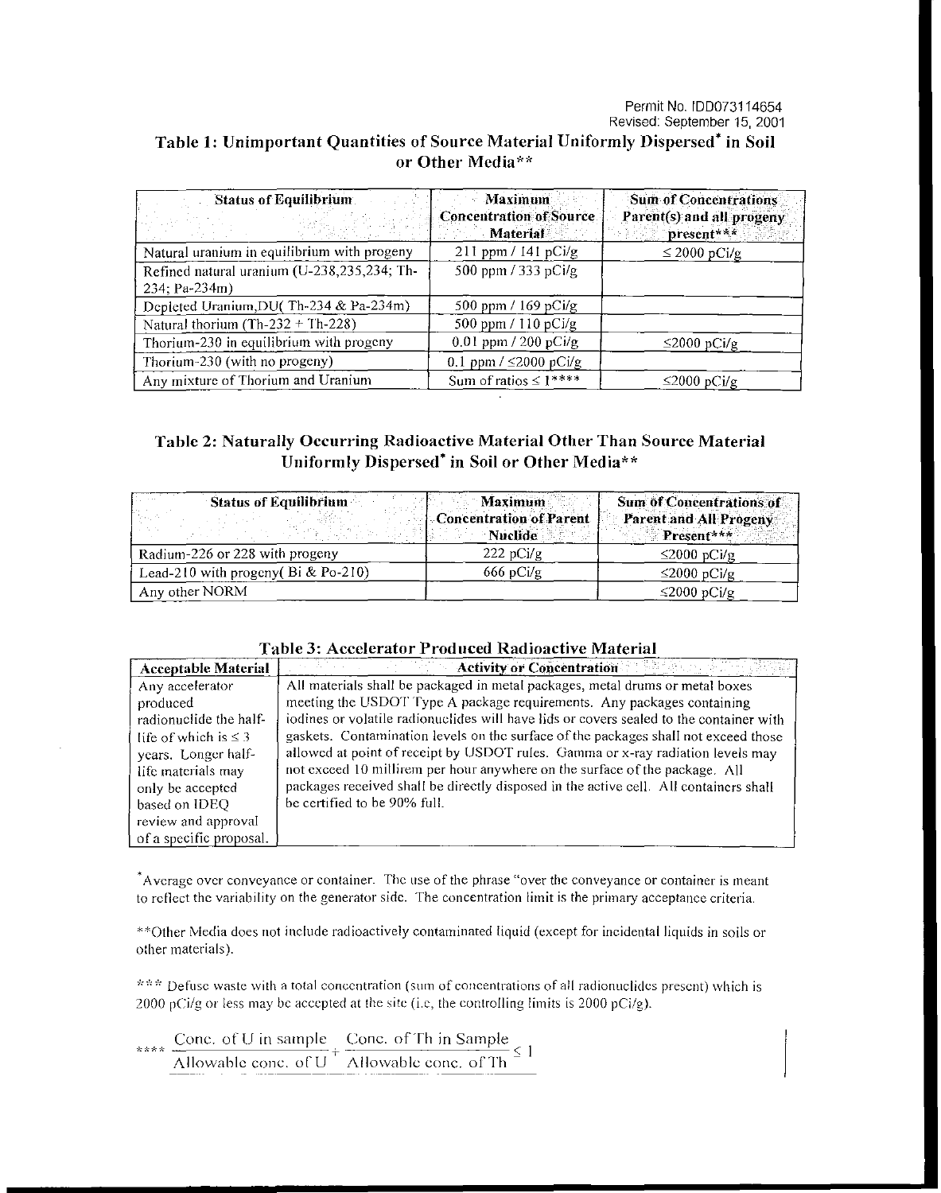Permit No. IDD073114654
Revised: September 15, 2001

## Table 1: Unimportant Quantities of Source Material Uniformly Dispersed* in Soil or Other Media**

| Status of Equilibrium | Maximum Concentration of Source Material | Sum of Concentrations Parent(s) and all progeny present*** |
|---|---|---|
| Natural uranium in equilibrium with progeny | 211 ppm / 141 pCi/g | ≤ 2000 pCi/g |
| Refined natural uranium (U-238,235,234; Th-234; Pa-234m) | 500 ppm / 333 pCi/g | |
| Depleted Uranium,DU( Th-234 & Pa-234m) | 500 ppm / 169 pCi/g | |
| Natural thorium (Th-232 + Th-228) | 500 ppm / 110 pCi/g | |
| Thorium-230 in equilibrium with progeny | 0.01 ppm / 200 pCi/g | ≤2000 pCi/g |
| Thorium-230 (with no progeny) | 0.1 ppm / ≤2000 pCi/g | |
| Any mixture of Thorium and Uranium | Sum of ratios ≤ 1**** | ≤2000 pCi/g |

## Table 2: Naturally Occurring Radioactive Material Other Than Source Material Uniformly Dispersed* in Soil or Other Media**

| Status of Equilibrium | Maximum Concentration of Parent Nuclide | Sum of Concentrations of Parent and All Progeny Present*** |
|---|---|---|
| Radium-226 or 228 with progeny | 222 pCi/g | ≤2000 pCi/g |
| Lead-210 with progeny( Bi & Po-210) | 666 pCi/g | ≤2000 pCi/g |
| Any other NORM | | ≤2000 pCi/g |

## Table 3: Accelerator Produced Radioactive Material

| Acceptable Material | Activity or Concentration |
|---|---|
| Any accelerator produced radionuclide the half-life of which is ≤ 3 years. Longer half-life materials may only be accepted based on IDEQ review and approval of a specific proposal. | All materials shall be packaged in metal packages, metal drums or metal boxes meeting the USDOT Type A package requirements. Any packages containing iodines or volatile radionuclides will have lids or covers sealed to the container with gaskets. Contamination levels on the surface of the packages shall not exceed those allowed at point of receipt by USDOT rules. Gamma or x-ray radiation levels may not exceed 10 millirem per hour anywhere on the surface of the package. All packages received shall be directly disposed in the active cell. All containers shall be certified to be 90% full. |

*Average over conveyance or container. The use of the phrase "over the conveyance or container is meant to reflect the variability on the generator side. The concentration limit is the primary acceptance criteria.

**Other Media does not include radioactively contaminated liquid (except for incidental liquids in soils or other materials).

*** Defuse waste with a total concentration (sum of concentrations of all radionuclides present) which is 2000 pCi/g or less may be accepted at the site (i.e, the controlling limits is 2000 pCi/g).

**** $$\frac{\text{Conc. of U in sample}}{\text{Allowable conc. of U}} + \frac{\text{Conc. of Th in Sample}}{\text{Allowable conc. of Th}} \leq 1$$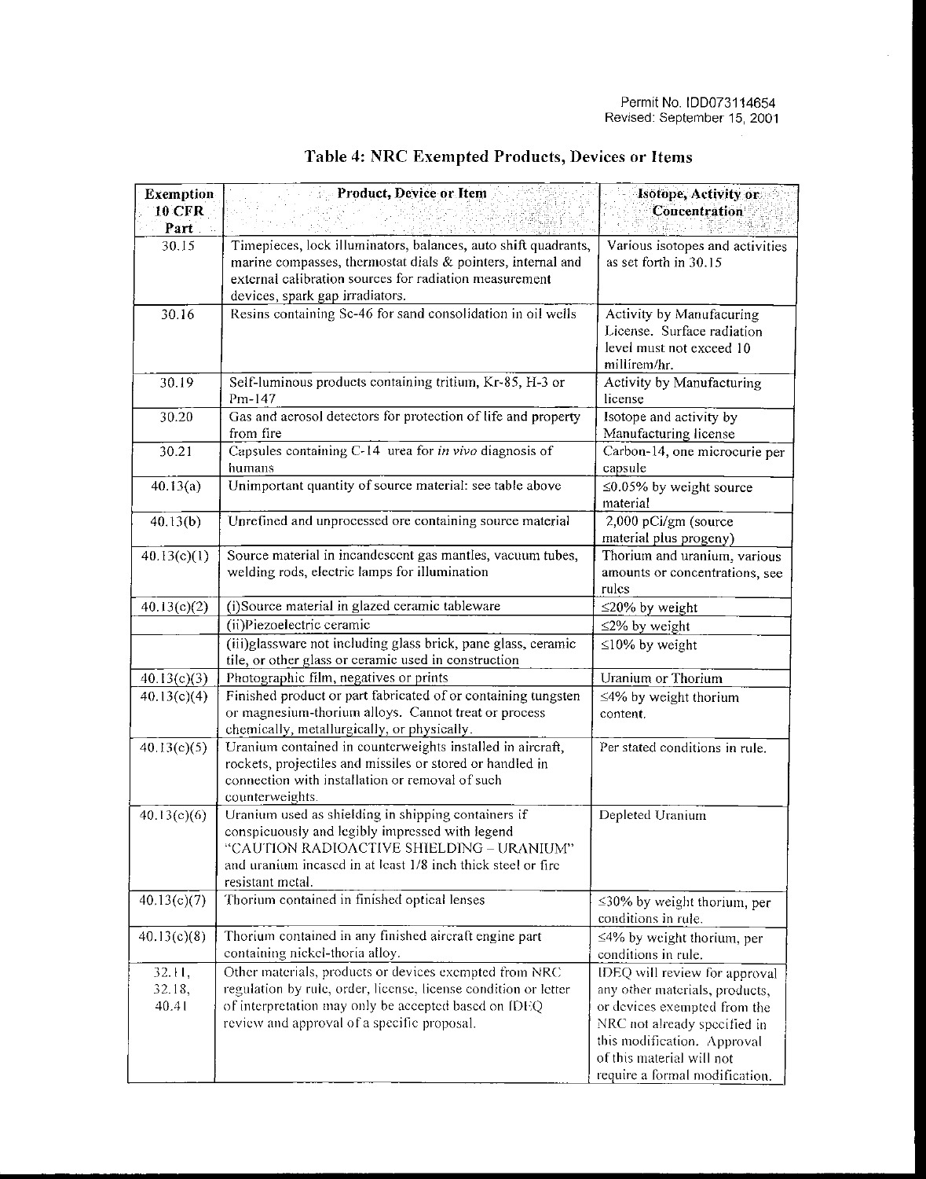Permit No. IDD073114654
Revised: September 15, 2001

# Table 4: NRC Exempted Products, Devices or Items

| Exemption 10 CFR Part | Product, Device or Item | Isotope, Activity or Concentration |
|---|---|---|
| 30.15 | Timepieces, lock illuminators, balances, auto shift quadrants, marine compasses, thermostat dials & pointers, internal and external calibration sources for radiation measurement devices, spark gap irradiators. | Various isotopes and activities as set forth in 30.15 |
| 30.16 | Resins containing Sc-46 for sand consolidation in oil wells | Activity by Manufacuring License. Surface radiation level must not exceed 10 millirem/hr. |
| 30.19 | Self-luminous products containing tritium, Kr-85, H-3 or Pm-147 | Activity by Manufacturing license |
| 30.20 | Gas and aerosol detectors for protection of life and property from fire | Isotope and activity by Manufacturing license |
| 30.21 | Capsules containing C-14 urea for *in vivo* diagnosis of humans | Carbon-14, one microcurie per capsule |
| 40.13(a) | Unimportant quantity of source material: see table above | ≤0.05% by weight source material |
| 40.13(b) | Unrefined and unprocessed ore containing source material | 2,000 pCi/gm (source material plus progeny) |
| 40.13(c)(1) | Source material in incandescent gas mantles, vacuum tubes, welding rods, electric lamps for illumination | Thorium and uranium, various amounts or concentrations, see rules |
| 40.13(c)(2) | (i)Source material in glazed ceramic tableware | ≤20% by weight |
| | (ii)Piezoelectric ceramic | ≤2% by weight |
| | (iii)glassware not including glass brick, pane glass, ceramic tile, or other glass or ceramic used in construction | ≤10% by weight |
| 40.13(c)(3) | Photographic film, negatives or prints | Uranium or Thorium |
| 40.13(c)(4) | Finished product or part fabricated of or containing tungsten or magnesium-thorium alloys. Cannot treat or process chemically, metallurgically, or physically. | ≤4% by weight thorium content. |
| 40.13(c)(5) | Uranium contained in counterweights installed in aircraft, rockets, projectiles and missiles or stored or handled in connection with installation or removal of such counterweights. | Per stated conditions in rule. |
| 40.13(c)(6) | Uranium used as shielding in shipping containers if conspicuously and legibly impressed with legend "CAUTION RADIOACTIVE SHIELDING – URANIUM" and uranium incased in at least 1/8 inch thick steel or fire resistant metal. | Depleted Uranium |
| 40.13(c)(7) | Thorium contained in finished optical lenses | ≤30% by weight thorium, per conditions in rule. |
| 40.13(c)(8) | Thorium contained in any finished aircraft engine part containing nickel-thoria alloy. | ≤4% by weight thorium, per conditions in rule. |
| 32.11, 32.18, 40.41 | Other materials, products or devices exempted from NRC regulation by rule, order, license, license condition or letter of interpretation may only be accepted based on IDEQ review and approval of a specific proposal. | IDEQ will review for approval any other materials, products, or devices exempted from the NRC not already specified in this modification. Approval of this material will not require a formal modification. |